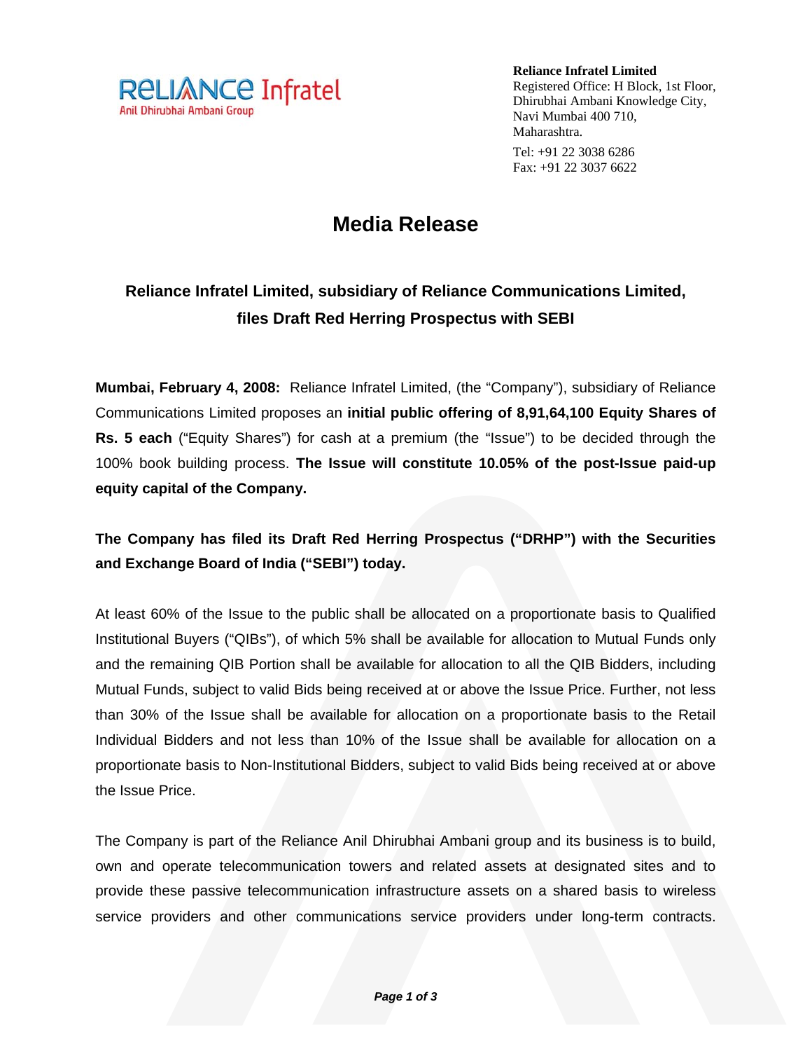**Reliance Infratel Limited**
Registered Office: H Block, 1st Floor,
Dhirubhai Ambani Knowledge City,
Navi Mumbai 400 710,
Maharashtra.

Tel: +91 22 3038 6286
Fax: +91 22 3037 6622

# Media Release

## Reliance Infratel Limited, subsidiary of Reliance Communications Limited, files Draft Red Herring Prospectus with SEBI

**Mumbai, February 4, 2008:** Reliance Infratel Limited, (the "Company"), subsidiary of Reliance Communications Limited proposes an **initial public offering of 8,91,64,100 Equity Shares of Rs. 5 each** ("Equity Shares") for cash at a premium (the "Issue") to be decided through the 100% book building process. **The Issue will constitute 10.05% of the post-Issue paid-up equity capital of the Company.**

**The Company has filed its Draft Red Herring Prospectus ("DRHP") with the Securities and Exchange Board of India ("SEBI") today.**

At least 60% of the Issue to the public shall be allocated on a proportionate basis to Qualified Institutional Buyers ("QIBs"), of which 5% shall be available for allocation to Mutual Funds only and the remaining QIB Portion shall be available for allocation to all the QIB Bidders, including Mutual Funds, subject to valid Bids being received at or above the Issue Price. Further, not less than 30% of the Issue shall be available for allocation on a proportionate basis to the Retail Individual Bidders and not less than 10% of the Issue shall be available for allocation on a proportionate basis to Non-Institutional Bidders, subject to valid Bids being received at or above the Issue Price.

The Company is part of the Reliance Anil Dhirubhai Ambani group and its business is to build, own and operate telecommunication towers and related assets at designated sites and to provide these passive telecommunication infrastructure assets on a shared basis to wireless service providers and other communications service providers under long-term contracts.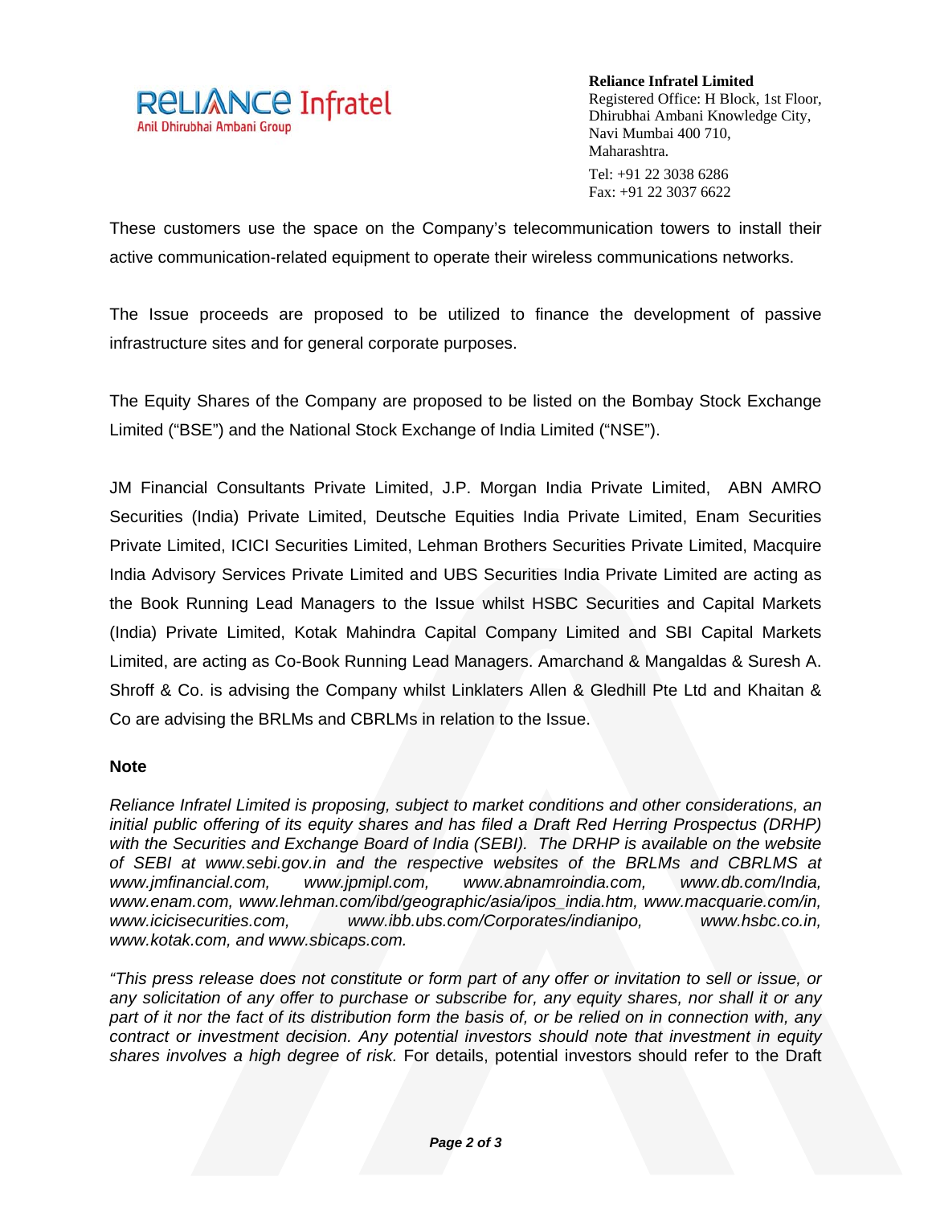These customers use the space on the Company's telecommunication towers to install their active communication-related equipment to operate their wireless communications networks.

The Issue proceeds are proposed to be utilized to finance the development of passive infrastructure sites and for general corporate purposes.

The Equity Shares of the Company are proposed to be listed on the Bombay Stock Exchange Limited ("BSE") and the National Stock Exchange of India Limited ("NSE").

JM Financial Consultants Private Limited, J.P. Morgan India Private Limited, ABN AMRO Securities (India) Private Limited, Deutsche Equities India Private Limited, Enam Securities Private Limited, ICICI Securities Limited, Lehman Brothers Securities Private Limited, Macquire India Advisory Services Private Limited and UBS Securities India Private Limited are acting as the Book Running Lead Managers to the Issue whilst HSBC Securities and Capital Markets (India) Private Limited, Kotak Mahindra Capital Company Limited and SBI Capital Markets Limited, are acting as Co-Book Running Lead Managers. Amarchand & Mangaldas & Suresh A. Shroff & Co. is advising the Company whilst Linklaters Allen & Gledhill Pte Ltd and Khaitan & Co are advising the BRLMs and CBRLMs in relation to the Issue.

**Note**

*Reliance Infratel Limited is proposing, subject to market conditions and other considerations, an initial public offering of its equity shares and has filed a Draft Red Herring Prospectus (DRHP) with the Securities and Exchange Board of India (SEBI). The DRHP is available on the website of SEBI at www.sebi.gov.in and the respective websites of the BRLMs and CBRLMS at www.jmfinancial.com, www.jpmipl.com, www.abnamroindia.com, www.db.com/India, www.enam.com, www.lehman.com/ibd/geographic/asia/ipos_india.htm, www.macquarie.com/in, www.icicisecurities.com, www.ibb.ubs.com/Corporates/indianipo, www.hsbc.co.in, www.kotak.com, and www.sbicaps.com.*

*"This press release does not constitute or form part of any offer or invitation to sell or issue, or any solicitation of any offer to purchase or subscribe for, any equity shares, nor shall it or any part of it nor the fact of its distribution form the basis of, or be relied on in connection with, any contract or investment decision. Any potential investors should note that investment in equity shares involves a high degree of risk.* For details, potential investors should refer to the Draft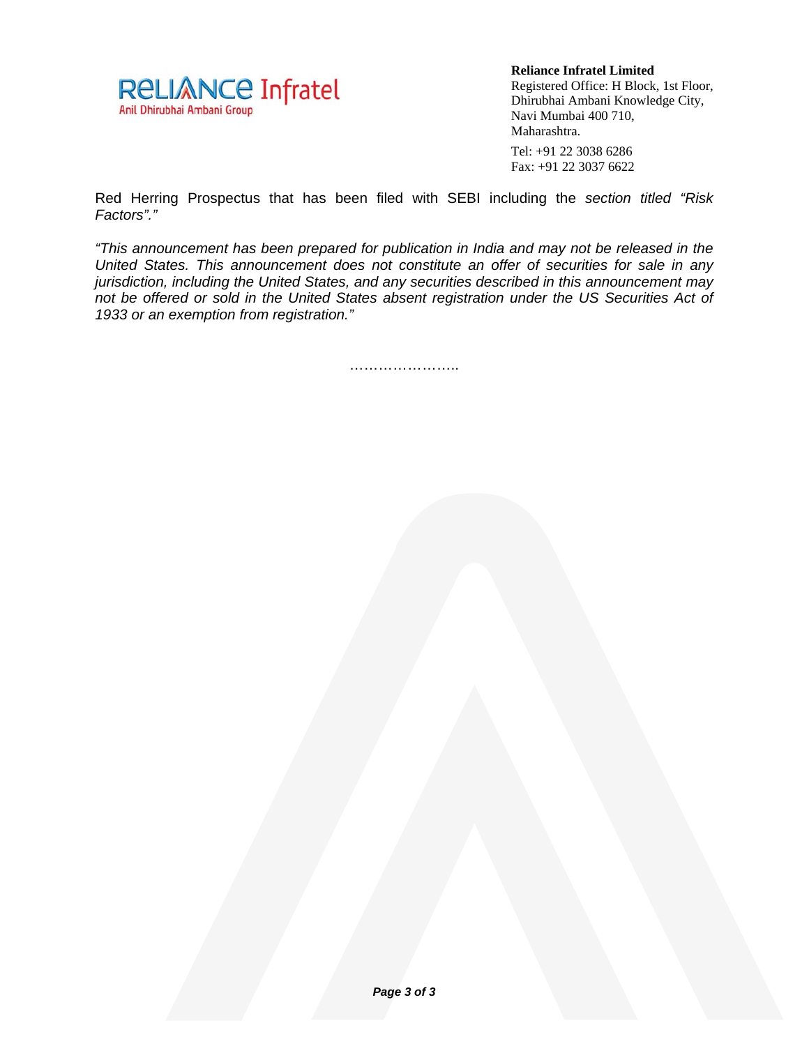**Reliance Infratel Limited**
Registered Office: H Block, 1st Floor,
Dhirubhai Ambani Knowledge City,
Navi Mumbai 400 710,
Maharashtra.

Tel: +91 22 3038 6286
Fax: +91 22 3037 6622

Red Herring Prospectus that has been filed with SEBI including the *section titled "Risk Factors"."*

*"This announcement has been prepared for publication in India and may not be released in the United States. This announcement does not constitute an offer of securities for sale in any jurisdiction, including the United States, and any securities described in this announcement may not be offered or sold in the United States absent registration under the US Securities Act of 1933 or an exemption from registration."*

…………………..